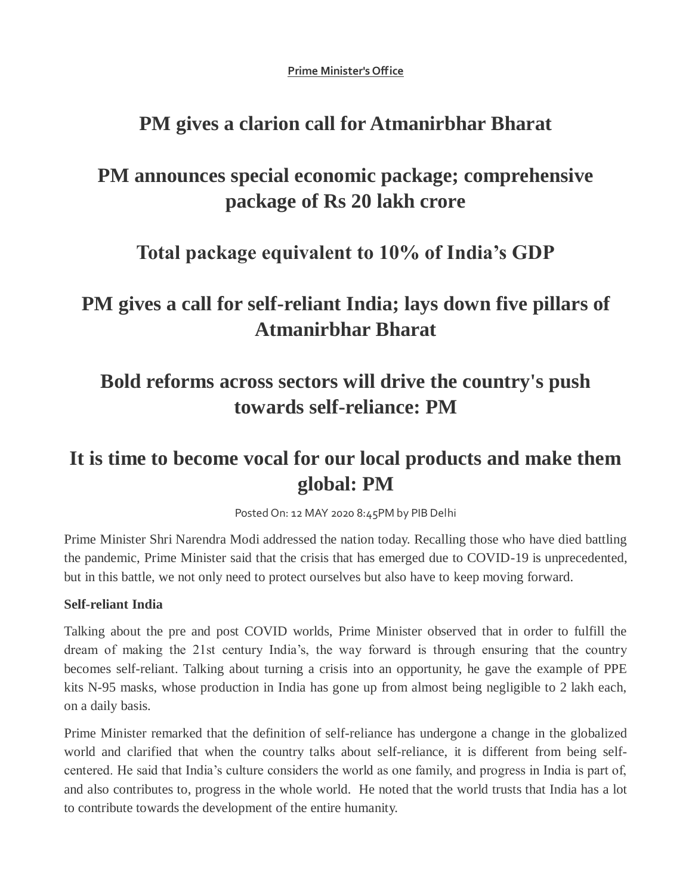**Prime Minister's Office**

# PM gives a clarion call for Atmanirbhar Bharat

# PM announces special economic package; comprehensive package of Rs 20 lakh crore

# Total package equivalent to 10% of India's GDP

# PM gives a call for self-reliant India; lays down five pillars of Atmanirbhar Bharat

# Bold reforms across sectors will drive the country's push towards self-reliance: PM

# It is time to become vocal for our local products and make them global: PM

Posted On: 12 MAY 2020 8:45PM by PIB Delhi

Prime Minister Shri Narendra Modi addressed the nation today. Recalling those who have died battling the pandemic, Prime Minister said that the crisis that has emerged due to COVID-19 is unprecedented, but in this battle, we not only need to protect ourselves but also have to keep moving forward.

**Self-reliant India**

Talking about the pre and post COVID worlds, Prime Minister observed that in order to fulfill the dream of making the 21st century India's, the way forward is through ensuring that the country becomes self-reliant. Talking about turning a crisis into an opportunity, he gave the example of PPE kits N-95 masks, whose production in India has gone up from almost being negligible to 2 lakh each, on a daily basis.

Prime Minister remarked that the definition of self-reliance has undergone a change in the globalized world and clarified that when the country talks about self-reliance, it is different from being self-centered. He said that India's culture considers the world as one family, and progress in India is part of, and also contributes to, progress in the whole world. He noted that the world trusts that India has a lot to contribute towards the development of the entire humanity.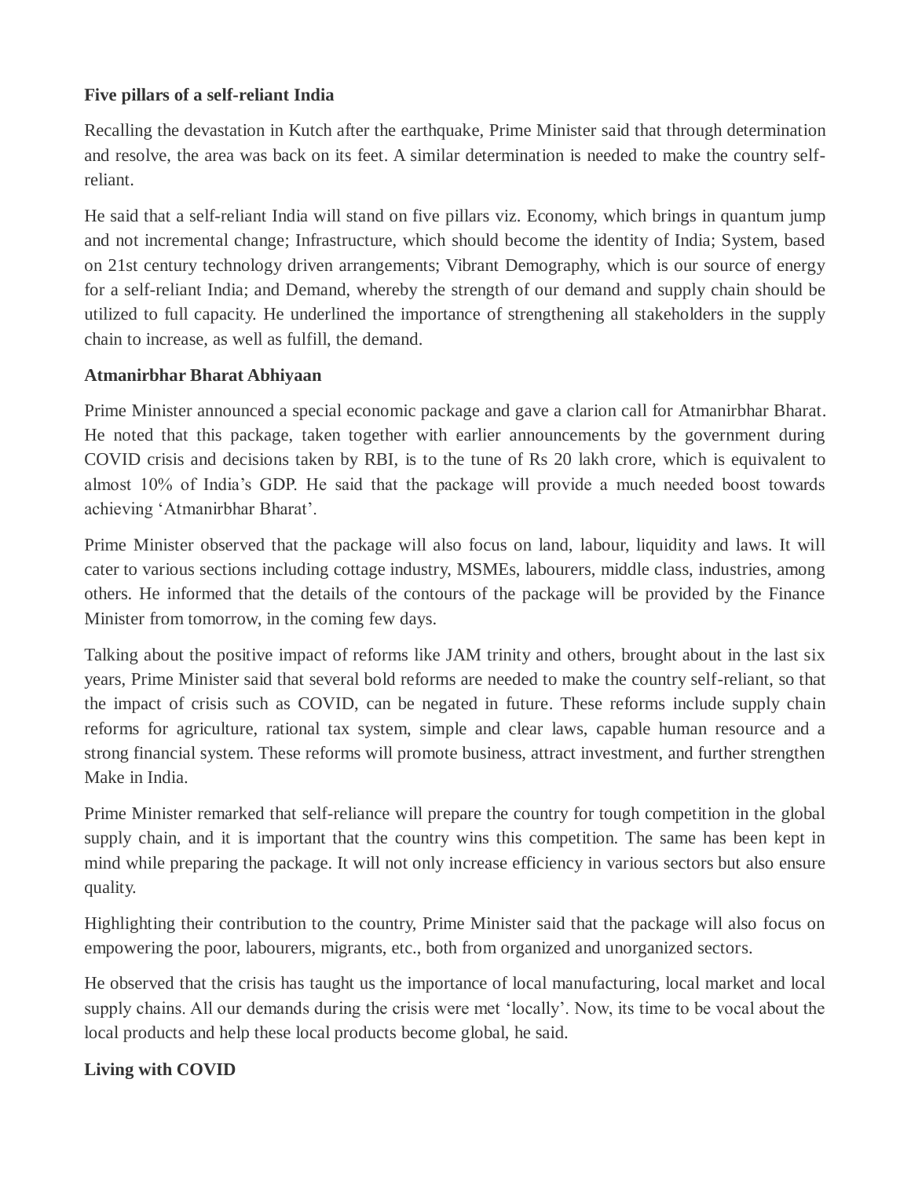**Five pillars of a self-reliant India**

Recalling the devastation in Kutch after the earthquake, Prime Minister said that through determination and resolve, the area was back on its feet. A similar determination is needed to make the country self-reliant.

He said that a self-reliant India will stand on five pillars viz. Economy, which brings in quantum jump and not incremental change; Infrastructure, which should become the identity of India; System, based on 21st century technology driven arrangements; Vibrant Demography, which is our source of energy for a self-reliant India; and Demand, whereby the strength of our demand and supply chain should be utilized to full capacity. He underlined the importance of strengthening all stakeholders in the supply chain to increase, as well as fulfill, the demand.

**Atmanirbhar Bharat Abhiyaan**

Prime Minister announced a special economic package and gave a clarion call for Atmanirbhar Bharat. He noted that this package, taken together with earlier announcements by the government during COVID crisis and decisions taken by RBI, is to the tune of Rs 20 lakh crore, which is equivalent to almost 10% of India's GDP. He said that the package will provide a much needed boost towards achieving 'Atmanirbhar Bharat'.

Prime Minister observed that the package will also focus on land, labour, liquidity and laws. It will cater to various sections including cottage industry, MSMEs, labourers, middle class, industries, among others. He informed that the details of the contours of the package will be provided by the Finance Minister from tomorrow, in the coming few days.

Talking about the positive impact of reforms like JAM trinity and others, brought about in the last six years, Prime Minister said that several bold reforms are needed to make the country self-reliant, so that the impact of crisis such as COVID, can be negated in future. These reforms include supply chain reforms for agriculture, rational tax system, simple and clear laws, capable human resource and a strong financial system. These reforms will promote business, attract investment, and further strengthen Make in India.

Prime Minister remarked that self-reliance will prepare the country for tough competition in the global supply chain, and it is important that the country wins this competition. The same has been kept in mind while preparing the package. It will not only increase efficiency in various sectors but also ensure quality.

Highlighting their contribution to the country, Prime Minister said that the package will also focus on empowering the poor, labourers, migrants, etc., both from organized and unorganized sectors.

He observed that the crisis has taught us the importance of local manufacturing, local market and local supply chains. All our demands during the crisis were met 'locally'. Now, its time to be vocal about the local products and help these local products become global, he said.

**Living with COVID**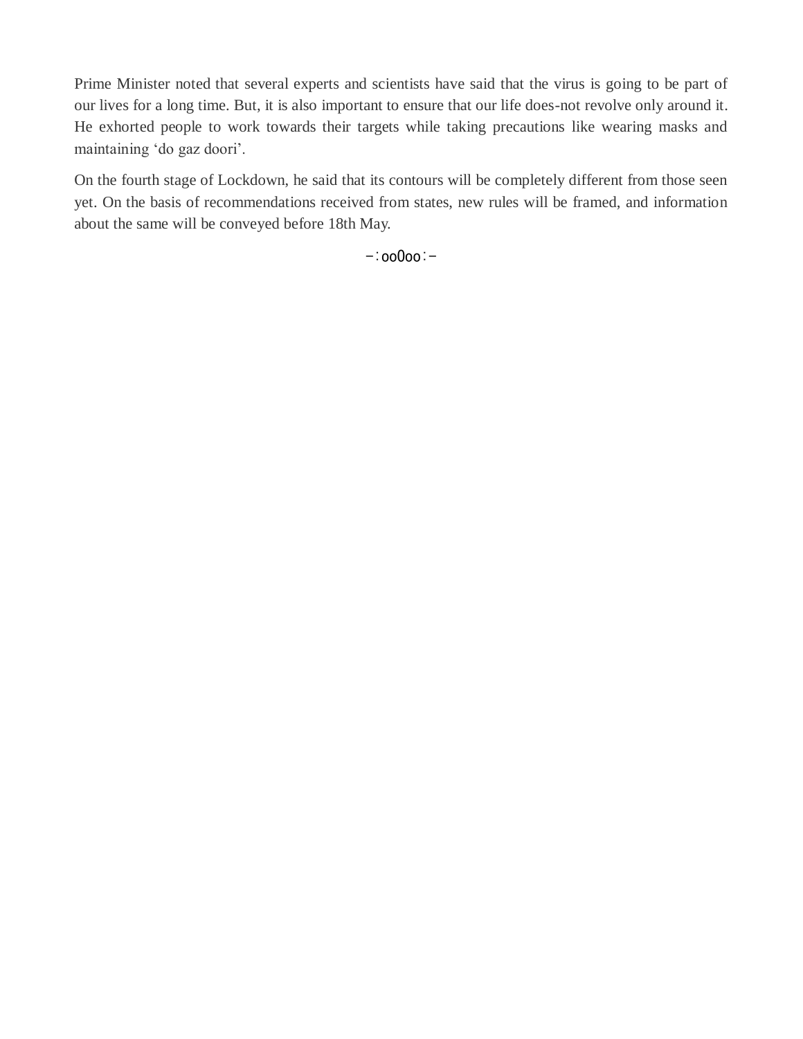Prime Minister noted that several experts and scientists have said that the virus is going to be part of our lives for a long time. But, it is also important to ensure that our life does-not revolve only around it. He exhorted people to work towards their targets while taking precautions like wearing masks and maintaining 'do gaz doori'.

On the fourth stage of Lockdown, he said that its contours will be completely different from those seen yet. On the basis of recommendations received from states, new rules will be framed, and information about the same will be conveyed before 18th May.

-:oo0oo:-